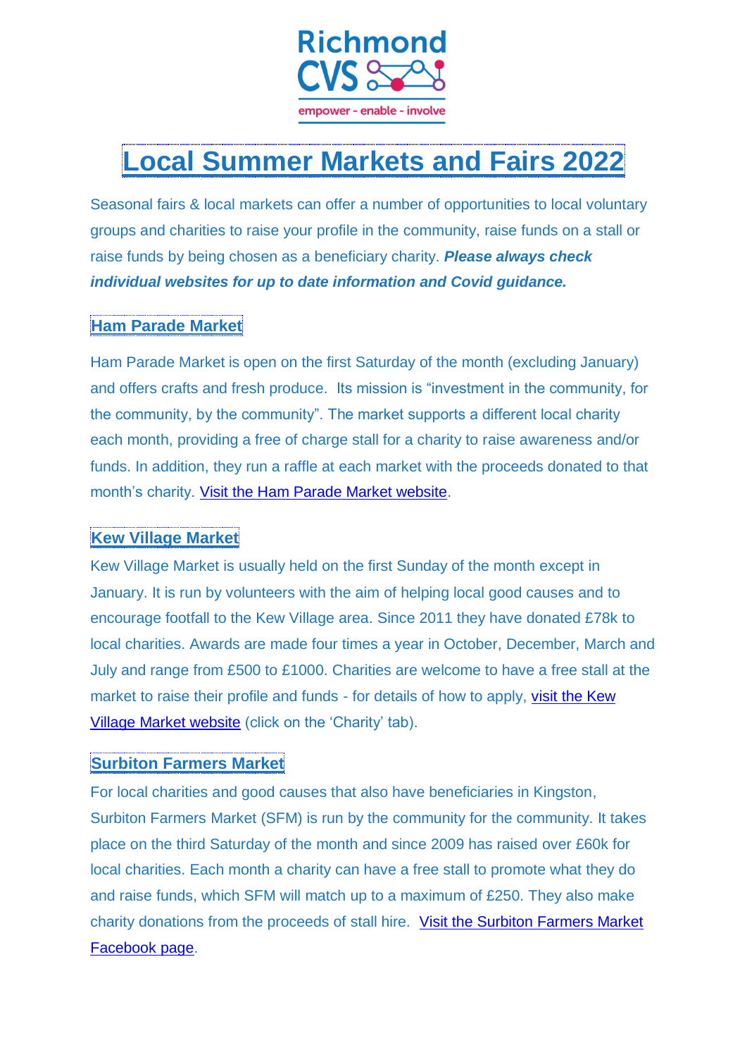Richmond CVS

empower - enable - involve

# Local Summer Markets and Fairs 2022

Seasonal fairs & local markets can offer a number of opportunities to local voluntary groups and charities to raise your profile in the community, raise funds on a stall or raise funds by being chosen as a beneficiary charity. ***Please always check individual websites for up to date information and Covid guidance.***

## Ham Parade Market

Ham Parade Market is open on the first Saturday of the month (excluding January) and offers crafts and fresh produce. Its mission is "investment in the community, for the community, by the community". The market supports a different local charity each month, providing a free of charge stall for a charity to raise awareness and/or funds. In addition, they run a raffle at each market with the proceeds donated to that month's charity. Visit the Ham Parade Market website.

## Kew Village Market

Kew Village Market is usually held on the first Sunday of the month except in January. It is run by volunteers with the aim of helping local good causes and to encourage footfall to the Kew Village area. Since 2011 they have donated £78k to local charities. Awards are made four times a year in October, December, March and July and range from £500 to £1000. Charities are welcome to have a free stall at the market to raise their profile and funds - for details of how to apply, visit the Kew Village Market website (click on the 'Charity' tab).

## Surbiton Farmers Market

For local charities and good causes that also have beneficiaries in Kingston, Surbiton Farmers Market (SFM) is run by the community for the community. It takes place on the third Saturday of the month and since 2009 has raised over £60k for local charities. Each month a charity can have a free stall to promote what they do and raise funds, which SFM will match up to a maximum of £250. They also make charity donations from the proceeds of stall hire. Visit the Surbiton Farmers Market Facebook page.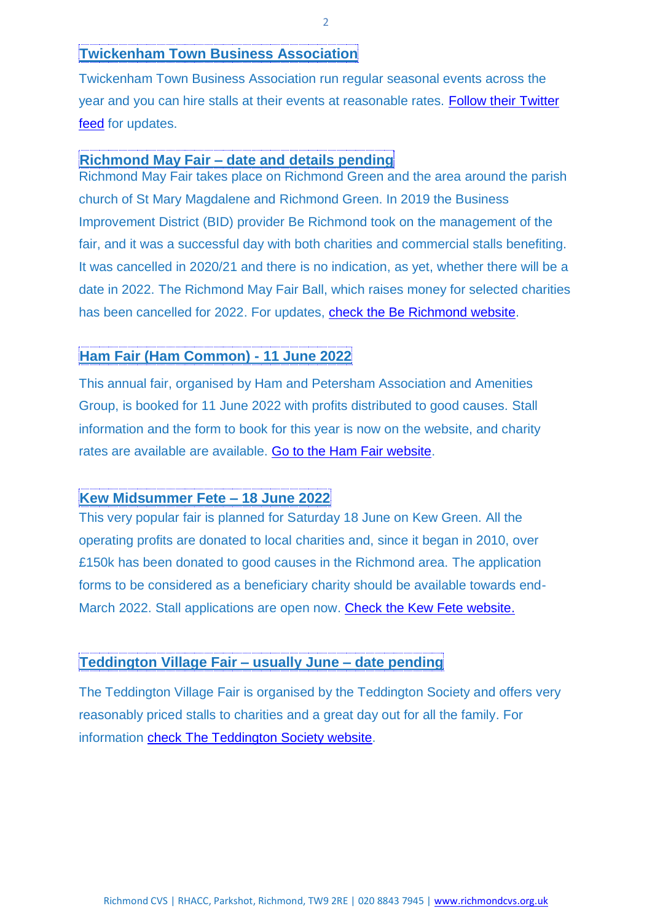## Twickenham Town Business Association

Twickenham Town Business Association run regular seasonal events across the year and you can hire stalls at their events at reasonable rates. Follow their Twitter feed for updates.

## Richmond May Fair – date and details pending

Richmond May Fair takes place on Richmond Green and the area around the parish church of St Mary Magdalene and Richmond Green. In 2019 the Business Improvement District (BID) provider Be Richmond took on the management of the fair, and it was a successful day with both charities and commercial stalls benefiting. It was cancelled in 2020/21 and there is no indication, as yet, whether there will be a date in 2022. The Richmond May Fair Ball, which raises money for selected charities has been cancelled for 2022. For updates, check the Be Richmond website.

## Ham Fair (Ham Common) - 11 June 2022

This annual fair, organised by Ham and Petersham Association and Amenities Group, is booked for 11 June 2022 with profits distributed to good causes. Stall information and the form to book for this year is now on the website, and charity rates are available are available. Go to the Ham Fair website.

## Kew Midsummer Fete – 18 June 2022

This very popular fair is planned for Saturday 18 June on Kew Green. All the operating profits are donated to local charities and, since it began in 2010, over £150k has been donated to good causes in the Richmond area. The application forms to be considered as a beneficiary charity should be available towards end-March 2022. Stall applications are open now. Check the Kew Fete website.

## Teddington Village Fair – usually June – date pending

The Teddington Village Fair is organised by the Teddington Society and offers very reasonably priced stalls to charities and a great day out for all the family. For information check The Teddington Society website.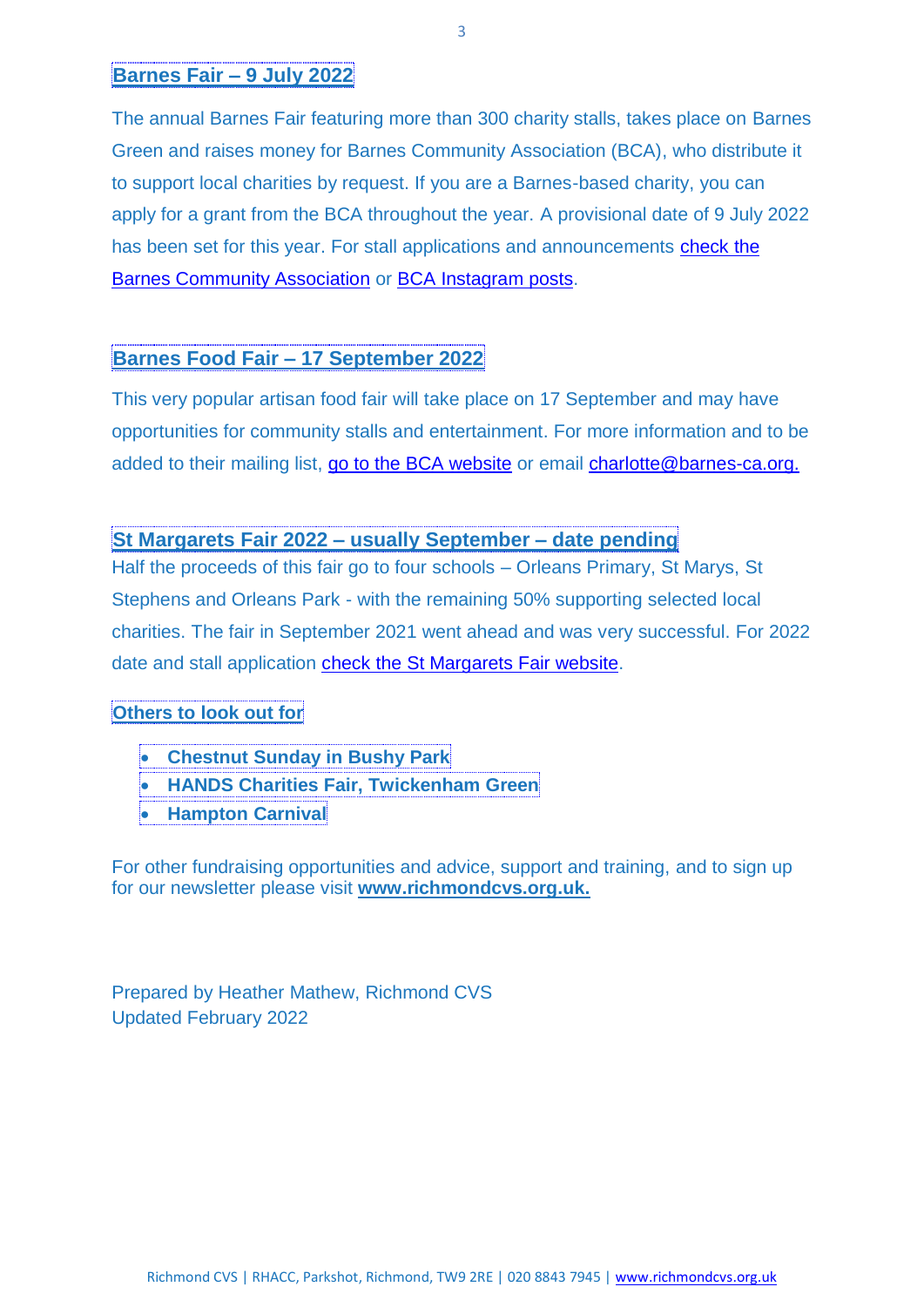## Barnes Fair – 9 July 2022

The annual Barnes Fair featuring more than 300 charity stalls, takes place on Barnes Green and raises money for Barnes Community Association (BCA), who distribute it to support local charities by request. If you are a Barnes-based charity, you can apply for a grant from the BCA throughout the year. A provisional date of 9 July 2022 has been set for this year. For stall applications and announcements check the Barnes Community Association or BCA Instagram posts.

## Barnes Food Fair – 17 September 2022

This very popular artisan food fair will take place on 17 September and may have opportunities for community stalls and entertainment. For more information and to be added to their mailing list, go to the BCA website or email charlotte@barnes-ca.org.

## St Margarets Fair 2022 – usually September – date pending

Half the proceeds of this fair go to four schools – Orleans Primary, St Marys, St Stephens and Orleans Park - with the remaining 50% supporting selected local charities. The fair in September 2021 went ahead and was very successful. For 2022 date and stall application check the St Margarets Fair website.

## Others to look out for

- **Chestnut Sunday in Bushy Park**
- **HANDS Charities Fair, Twickenham Green**
- **Hampton Carnival**

For other fundraising opportunities and advice, support and training, and to sign up for our newsletter please visit **www.richmondcvs.org.uk.**

Prepared by Heather Mathew, Richmond CVS
Updated February 2022